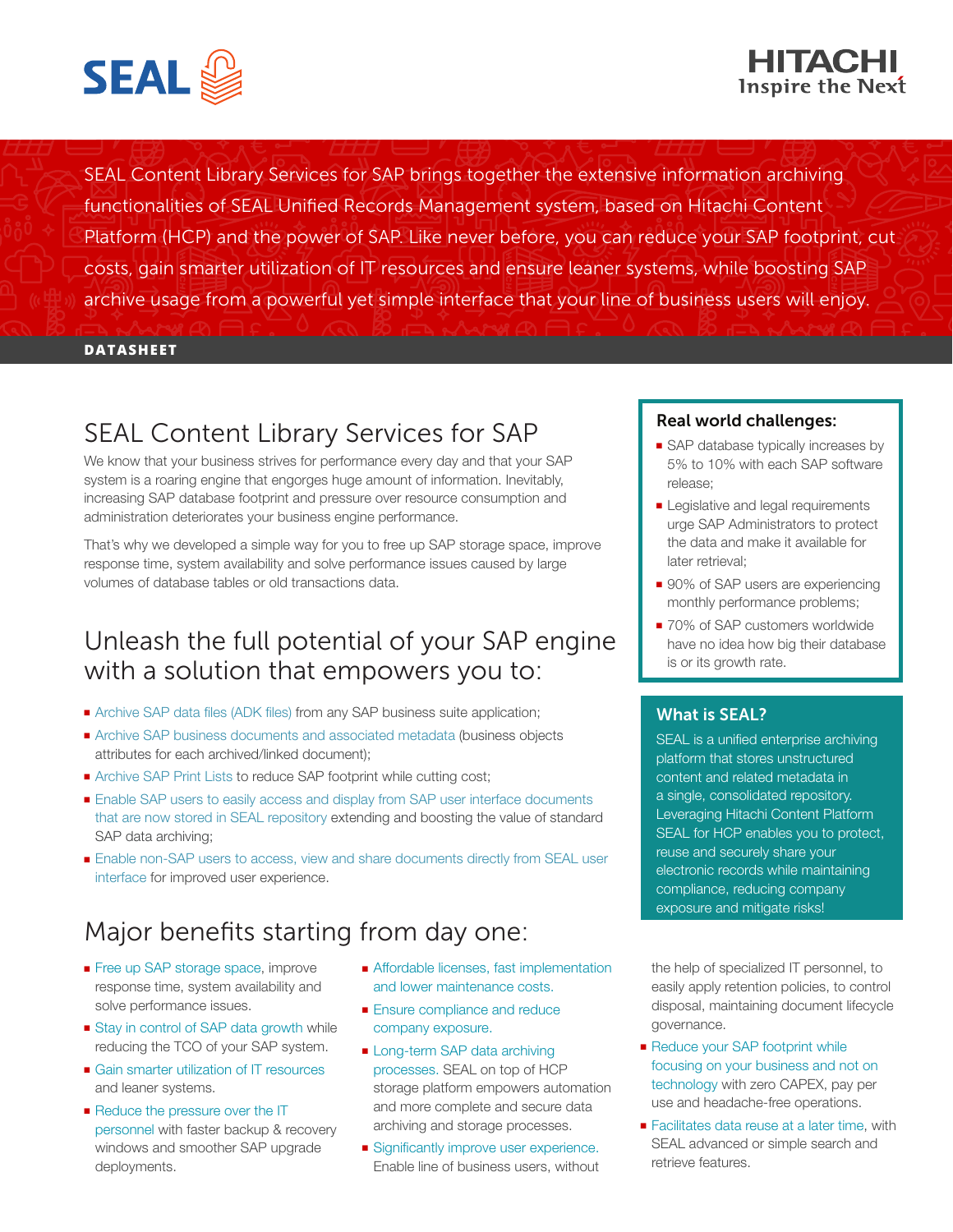SEAL Content Library Services for SAP brings together the extensive information archiving functionalities of SEAL Unified Records Management system, based on Hitachi Content Platform (HCP) and the power of SAP. Like never before, you can reduce your SAP footprint, cut costs, gain smarter utilization of IT resources and ensure leaner systems, while boosting SAP archive usage from a powerful yet simple interface that your line of business users will enjoy.

**DATASHEET**

# SEAL Content Library Services for SAP

We know that your business strives for performance every day and that your SAP system is a roaring engine that engorges huge amount of information. Inevitably, increasing SAP database footprint and pressure over resource consumption and administration deteriorates your business engine performance.

That's why we developed a simple way for you to free up SAP storage space, improve response time, system availability and solve performance issues caused by large volumes of database tables or old transactions data.

## Unleash the full potential of your SAP engine with a solution that empowers you to:

- Archive SAP data files (ADK files) from any SAP business suite application;
- Archive SAP business documents and associated metadata (business objects attributes for each archived/linked document);
- Archive SAP Print Lists to reduce SAP footprint while cutting cost;
- Enable SAP users to easily access and display from SAP user interface documents that are now stored in SEAL repository extending and boosting the value of standard SAP data archiving;
- Enable non-SAP users to access, view and share documents directly from SEAL user interface for improved user experience.

### Real world challenges:

- SAP database typically increases by 5% to 10% with each SAP software release;
- Legislative and legal requirements urge SAP Administrators to protect the data and make it available for later retrieval;
- 90% of SAP users are experiencing monthly performance problems;
- 70% of SAP customers worldwide have no idea how big their database is or its growth rate.

### What is SEAL?

SEAL is a unified enterprise archiving platform that stores unstructured content and related metadata in a single, consolidated repository. Leveraging Hitachi Content Platform SEAL for HCP enables you to protect, reuse and securely share your electronic records while maintaining compliance, reducing company exposure and mitigate risks!

## Major benefits starting from day one:

- Free up SAP storage space, improve response time, system availability and solve performance issues.
- Stay in control of SAP data growth while reducing the TCO of your SAP system.
- Gain smarter utilization of IT resources and leaner systems.
- Reduce the pressure over the IT personnel with faster backup & recovery windows and smoother SAP upgrade deployments.
- Affordable licenses, fast implementation and lower maintenance costs.
- Ensure compliance and reduce company exposure.
- Long-term SAP data archiving processes. SEAL on top of HCP storage platform empowers automation and more complete and secure data archiving and storage processes.
- Significantly improve user experience. Enable line of business users, without the help of specialized IT personnel, to easily apply retention policies, to control disposal, maintaining document lifecycle governance.
- Reduce your SAP footprint while focusing on your business and not on technology with zero CAPEX, pay per use and headache-free operations.
- Facilitates data reuse at a later time, with SEAL advanced or simple search and retrieve features.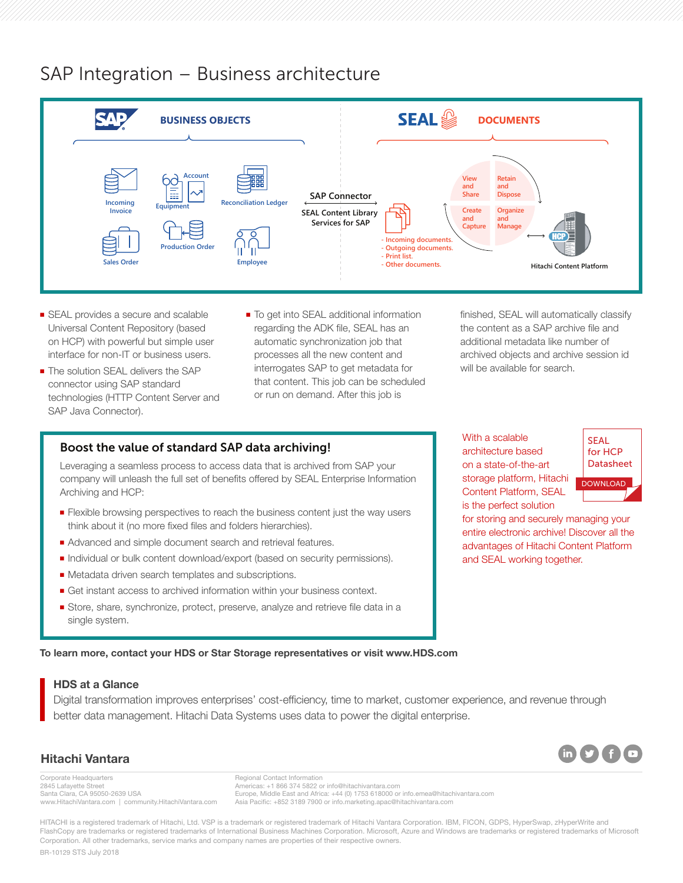# SAP Integration – Business architecture

SAP BUSINESS OBJECTS

Incoming Invoice
Account
Equipment
Reconciliation Ledger
Sales Order
Production Order
Employee

SAP Connector

SEAL Content Library Services for SAP

SEAL DOCUMENTS

View and Share
Retain and Dispose
Create and Capture
Organize and Manage

- Incoming documents.
- Outgoing documents.
- Print list.
- Other documents.

HCP

Hitachi Content Platform

- SEAL provides a secure and scalable Universal Content Repository (based on HCP) with powerful but simple user interface for non-IT or business users.
- The solution SEAL delivers the SAP connector using SAP standard technologies (HTTP Content Server and SAP Java Connector).
- To get into SEAL additional information regarding the ADK file, SEAL has an automatic synchronization job that processes all the new content and interrogates SAP to get metadata for that content. This job can be scheduled or run on demand. After this job is finished, SEAL will automatically classify the content as a SAP archive file and additional metadata like number of archived objects and archive session id will be available for search.

## Boost the value of standard SAP data archiving!

Leveraging a seamless process to access data that is archived from SAP your company will unleash the full set of benefits offered by SEAL Enterprise Information Archiving and HCP:

- Flexible browsing perspectives to reach the business content just the way users think about it (no more fixed files and folders hierarchies).
- Advanced and simple document search and retrieval features.
- Individual or bulk content download/export (based on security permissions).
- Metadata driven search templates and subscriptions.
- Get instant access to archived information within your business context.
- Store, share, synchronize, protect, preserve, analyze and retrieve file data in a single system.

With a scalable architecture based on a state-of-the-art storage platform, Hitachi Content Platform, SEAL is the perfect solution for storing and securely managing your entire electronic archive! Discover all the advantages of Hitachi Content Platform and SEAL working together.

SEAL for HCP Datasheet

DOWNLOAD

**To learn more, contact your HDS or Star Storage representatives or visit www.HDS.com**

### HDS at a Glance

Digital transformation improves enterprises' cost-efficiency, time to market, customer experience, and revenue through better data management. Hitachi Data Systems uses data to power the digital enterprise.

**Hitachi Vantara**

Corporate Headquarters
2845 Lafayette Street
Santa Clara, CA 95050-2639 USA
www.HitachiVantara.com | community.HitachiVantara.com

Regional Contact Information
Americas: +1 866 374 5822 or info@hitachivantara.com
Europe, Middle East and Africa: +44 (0) 1753 618000 or info.emea@hitachivantara.com
Asia Pacific: +852 3189 7900 or info.marketing.apac@hitachivantara.com

HITACHI is a registered trademark of Hitachi, Ltd. VSP is a trademark or registered trademark of Hitachi Vantara Corporation. IBM, FICON, GDPS, HyperSwap, zHyperWrite and FlashCopy are trademarks or registered trademarks of International Business Machines Corporation. Microsoft, Azure and Windows are trademarks or registered trademarks of Microsoft Corporation. All other trademarks, service marks and company names are properties of their respective owners.

BR-10129 STS July 2018